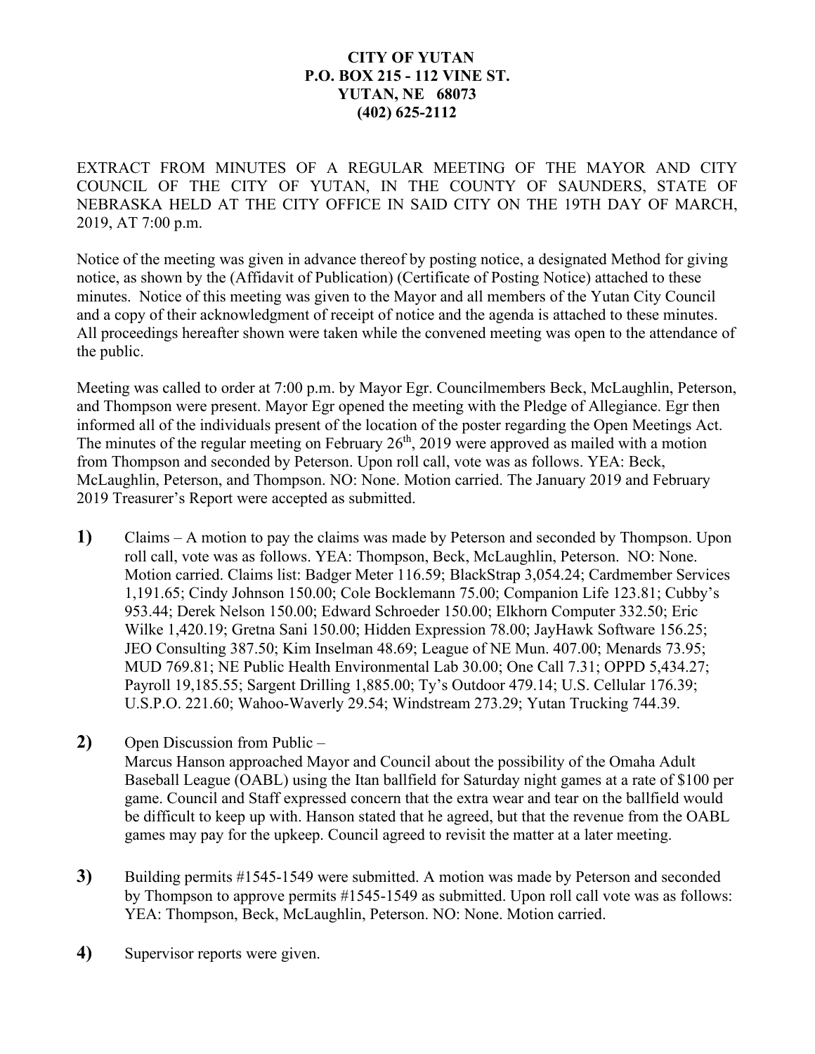**CITY OF YUTAN**
**P.O. BOX 215 - 112 VINE ST.**
**YUTAN, NE 68073**
**(402) 625-2112**

EXTRACT FROM MINUTES OF A REGULAR MEETING OF THE MAYOR AND CITY COUNCIL OF THE CITY OF YUTAN, IN THE COUNTY OF SAUNDERS, STATE OF NEBRASKA HELD AT THE CITY OFFICE IN SAID CITY ON THE 19TH DAY OF MARCH, 2019, AT 7:00 p.m.

Notice of the meeting was given in advance thereof by posting notice, a designated Method for giving notice, as shown by the (Affidavit of Publication) (Certificate of Posting Notice) attached to these minutes. Notice of this meeting was given to the Mayor and all members of the Yutan City Council and a copy of their acknowledgment of receipt of notice and the agenda is attached to these minutes. All proceedings hereafter shown were taken while the convened meeting was open to the attendance of the public.

Meeting was called to order at 7:00 p.m. by Mayor Egr. Councilmembers Beck, McLaughlin, Peterson, and Thompson were present. Mayor Egr opened the meeting with the Pledge of Allegiance. Egr then informed all of the individuals present of the location of the poster regarding the Open Meetings Act. The minutes of the regular meeting on February 26th, 2019 were approved as mailed with a motion from Thompson and seconded by Peterson. Upon roll call, vote was as follows. YEA: Beck, McLaughlin, Peterson, and Thompson. NO: None. Motion carried. The January 2019 and February 2019 Treasurer's Report were accepted as submitted.

**1)** Claims – A motion to pay the claims was made by Peterson and seconded by Thompson. Upon roll call, vote was as follows. YEA: Thompson, Beck, McLaughlin, Peterson. NO: None. Motion carried. Claims list: Badger Meter 116.59; BlackStrap 3,054.24; Cardmember Services 1,191.65; Cindy Johnson 150.00; Cole Bocklemann 75.00; Companion Life 123.81; Cubby's 953.44; Derek Nelson 150.00; Edward Schroeder 150.00; Elkhorn Computer 332.50; Eric Wilke 1,420.19; Gretna Sani 150.00; Hidden Expression 78.00; JayHawk Software 156.25; JEO Consulting 387.50; Kim Inselman 48.69; League of NE Mun. 407.00; Menards 73.95; MUD 769.81; NE Public Health Environmental Lab 30.00; One Call 7.31; OPPD 5,434.27; Payroll 19,185.55; Sargent Drilling 1,885.00; Ty's Outdoor 479.14; U.S. Cellular 176.39; U.S.P.O. 221.60; Wahoo-Waverly 29.54; Windstream 273.29; Yutan Trucking 744.39.

**2)** Open Discussion from Public –
Marcus Hanson approached Mayor and Council about the possibility of the Omaha Adult Baseball League (OABL) using the Itan ballfield for Saturday night games at a rate of $100 per game. Council and Staff expressed concern that the extra wear and tear on the ballfield would be difficult to keep up with. Hanson stated that he agreed, but that the revenue from the OABL games may pay for the upkeep. Council agreed to revisit the matter at a later meeting.

**3)** Building permits #1545-1549 were submitted. A motion was made by Peterson and seconded by Thompson to approve permits #1545-1549 as submitted. Upon roll call vote was as follows: YEA: Thompson, Beck, McLaughlin, Peterson. NO: None. Motion carried.

**4)** Supervisor reports were given.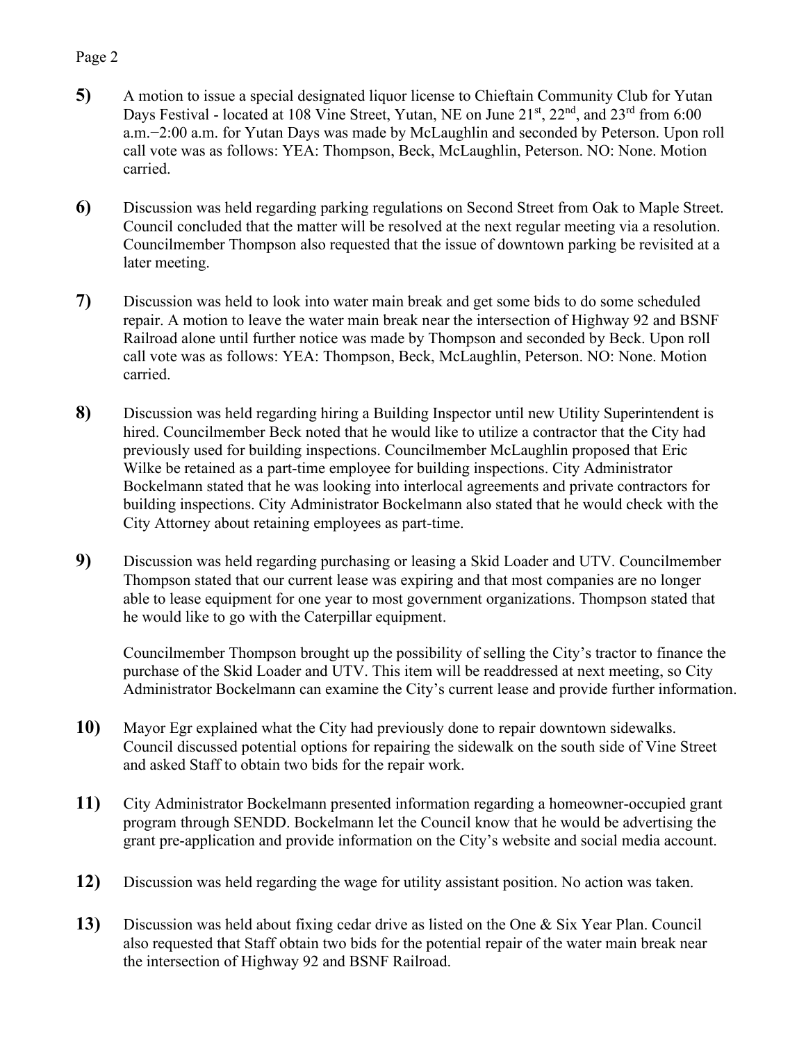**5)** A motion to issue a special designated liquor license to Chieftain Community Club for Yutan Days Festival - located at 108 Vine Street, Yutan, NE on June 21st, 22nd, and 23rd from 6:00 a.m.−2:00 a.m. for Yutan Days was made by McLaughlin and seconded by Peterson. Upon roll call vote was as follows: YEA: Thompson, Beck, McLaughlin, Peterson. NO: None. Motion carried.

**6)** Discussion was held regarding parking regulations on Second Street from Oak to Maple Street. Council concluded that the matter will be resolved at the next regular meeting via a resolution. Councilmember Thompson also requested that the issue of downtown parking be revisited at a later meeting.

**7)** Discussion was held to look into water main break and get some bids to do some scheduled repair. A motion to leave the water main break near the intersection of Highway 92 and BSNF Railroad alone until further notice was made by Thompson and seconded by Beck. Upon roll call vote was as follows: YEA: Thompson, Beck, McLaughlin, Peterson. NO: None. Motion carried.

**8)** Discussion was held regarding hiring a Building Inspector until new Utility Superintendent is hired. Councilmember Beck noted that he would like to utilize a contractor that the City had previously used for building inspections. Councilmember McLaughlin proposed that Eric Wilke be retained as a part-time employee for building inspections. City Administrator Bockelmann stated that he was looking into interlocal agreements and private contractors for building inspections. City Administrator Bockelmann also stated that he would check with the City Attorney about retaining employees as part-time.

**9)** Discussion was held regarding purchasing or leasing a Skid Loader and UTV. Councilmember Thompson stated that our current lease was expiring and that most companies are no longer able to lease equipment for one year to most government organizations. Thompson stated that he would like to go with the Caterpillar equipment.

Councilmember Thompson brought up the possibility of selling the City's tractor to finance the purchase of the Skid Loader and UTV. This item will be readdressed at next meeting, so City Administrator Bockelmann can examine the City's current lease and provide further information.

**10)** Mayor Egr explained what the City had previously done to repair downtown sidewalks. Council discussed potential options for repairing the sidewalk on the south side of Vine Street and asked Staff to obtain two bids for the repair work.

**11)** City Administrator Bockelmann presented information regarding a homeowner-occupied grant program through SENDD. Bockelmann let the Council know that he would be advertising the grant pre-application and provide information on the City's website and social media account.

**12)** Discussion was held regarding the wage for utility assistant position. No action was taken.

**13)** Discussion was held about fixing cedar drive as listed on the One & Six Year Plan. Council also requested that Staff obtain two bids for the potential repair of the water main break near the intersection of Highway 92 and BSNF Railroad.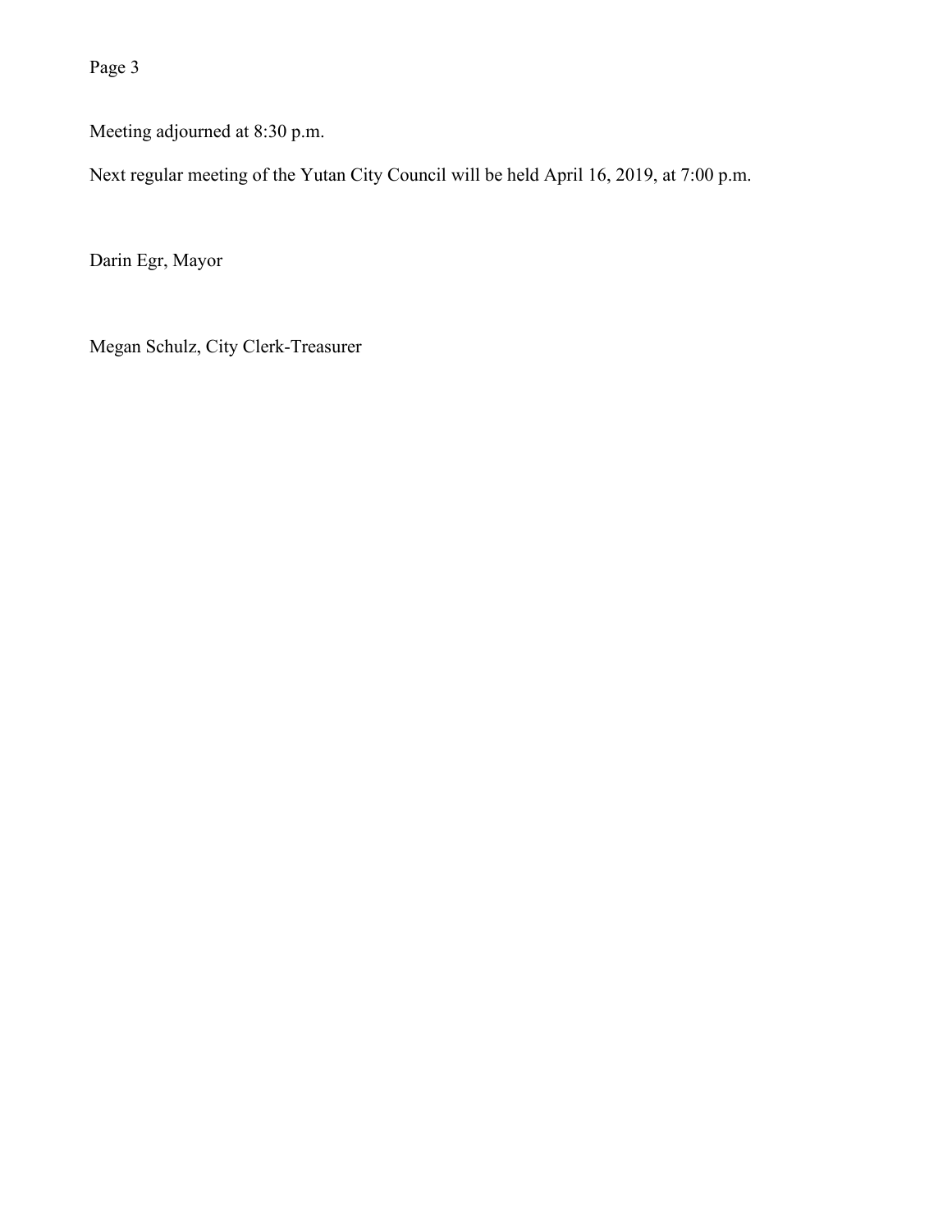Meeting adjourned at 8:30 p.m.

Next regular meeting of the Yutan City Council will be held April 16, 2019, at 7:00 p.m.

Darin Egr, Mayor

Megan Schulz, City Clerk-Treasurer